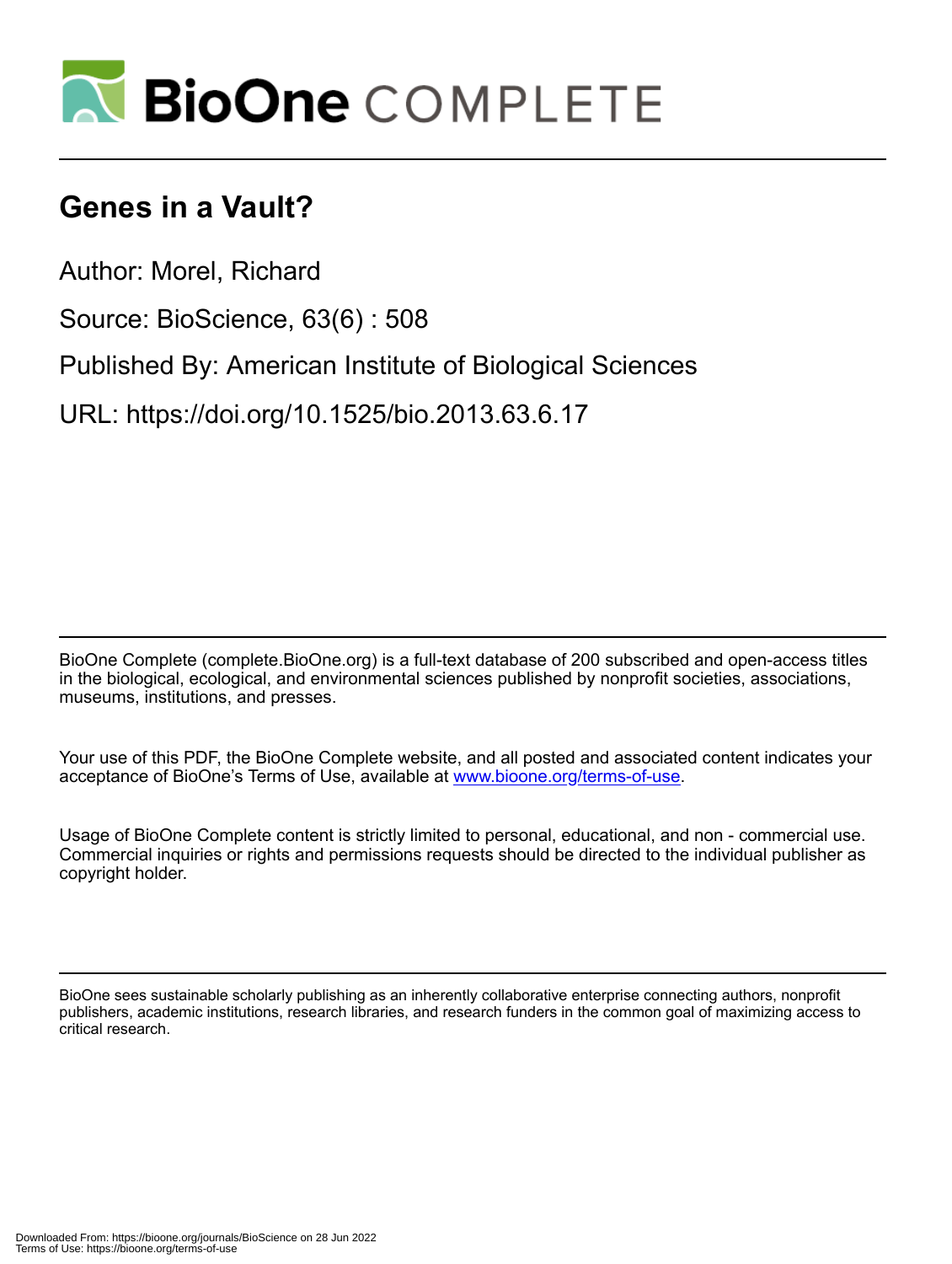# BioOne COMPLETE

# Genes in a Vault?

Author: Morel, Richard

Source: BioScience, 63(6) : 508

Published By: American Institute of Biological Sciences

URL: https://doi.org/10.1525/bio.2013.63.6.17

BioOne Complete (complete.BioOne.org) is a full-text database of 200 subscribed and open-access titles in the biological, ecological, and environmental sciences published by nonprofit societies, associations, museums, institutions, and presses.

Your use of this PDF, the BioOne Complete website, and all posted and associated content indicates your acceptance of BioOne's Terms of Use, available at www.bioone.org/terms-of-use.

Usage of BioOne Complete content is strictly limited to personal, educational, and non - commercial use. Commercial inquiries or rights and permissions requests should be directed to the individual publisher as copyright holder.

BioOne sees sustainable scholarly publishing as an inherently collaborative enterprise connecting authors, nonprofit publishers, academic institutions, research libraries, and research funders in the common goal of maximizing access to critical research.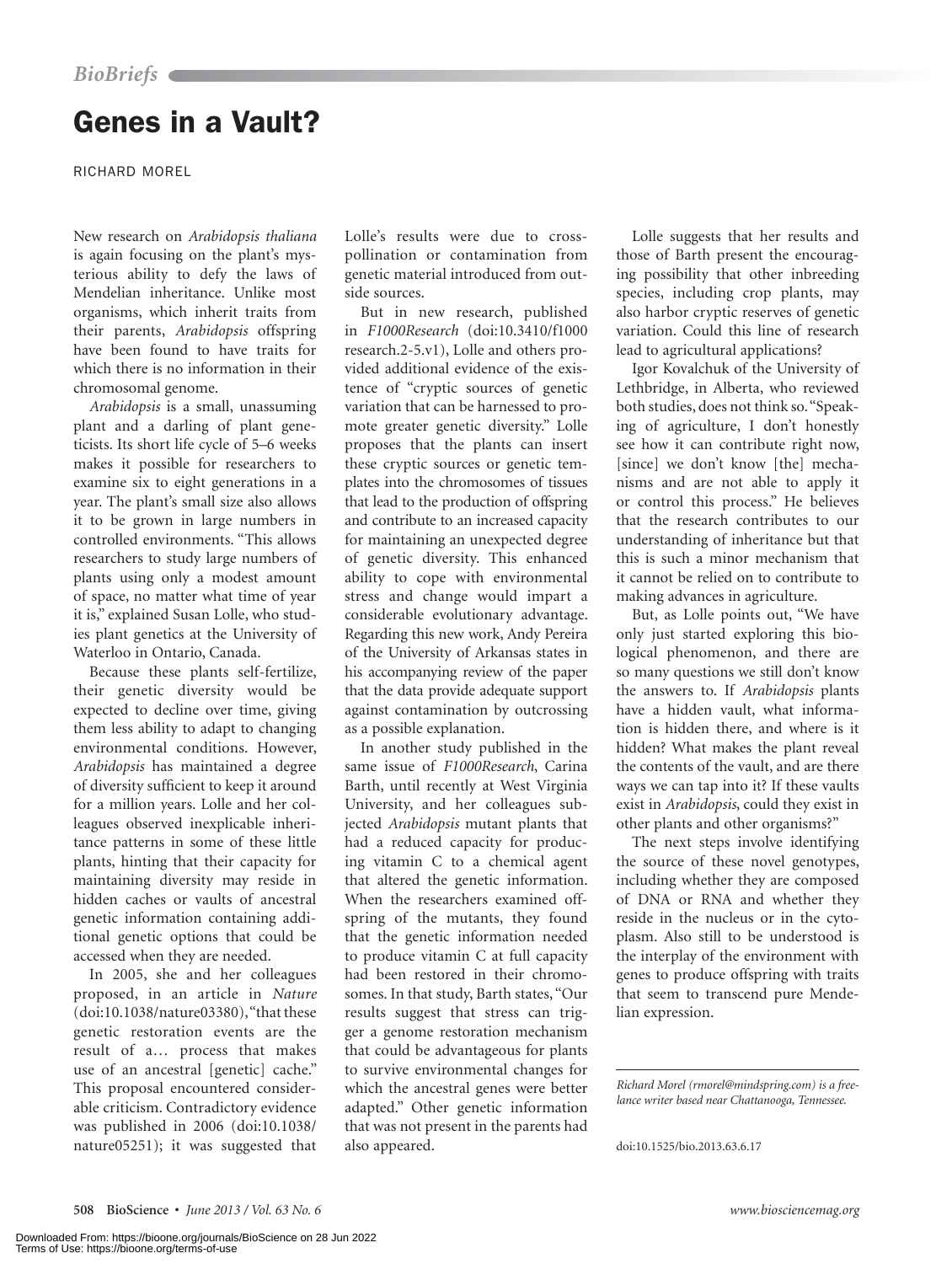# Genes in a Vault?

RICHARD MOREL

New research on *Arabidopsis thaliana* is again focusing on the plant's mysterious ability to defy the laws of Mendelian inheritance. Unlike most organisms, which inherit traits from their parents, *Arabidopsis* offspring have been found to have traits for which there is no information in their chromosomal genome.

*Arabidopsis* is a small, unassuming plant and a darling of plant geneticists. Its short life cycle of 5–6 weeks makes it possible for researchers to examine six to eight generations in a year. The plant's small size also allows it to be grown in large numbers in controlled environments. "This allows researchers to study large numbers of plants using only a modest amount of space, no matter what time of year it is," explained Susan Lolle, who studies plant genetics at the University of Waterloo in Ontario, Canada.

Because these plants self-fertilize, their genetic diversity would be expected to decline over time, giving them less ability to adapt to changing environmental conditions. However, *Arabidopsis* has maintained a degree of diversity sufficient to keep it around for a million years. Lolle and her colleagues observed inexplicable inheritance patterns in some of these little plants, hinting that their capacity for maintaining diversity may reside in hidden caches or vaults of ancestral genetic information containing additional genetic options that could be accessed when they are needed.

In 2005, she and her colleagues proposed, in an article in *Nature* (doi:10.1038/nature03380), "that these genetic restoration events are the result of a… process that makes use of an ancestral [genetic] cache." This proposal encountered considerable criticism. Contradictory evidence was published in 2006 (doi:10.1038/nature05251); it was suggested that Lolle's results were due to cross-pollination or contamination from genetic material introduced from outside sources.

But in new research, published in *F1000Research* (doi:10.3410/f1000research.2-5.v1), Lolle and others provided additional evidence of the existence of "cryptic sources of genetic variation that can be harnessed to promote greater genetic diversity." Lolle proposes that the plants can insert these cryptic sources or genetic templates into the chromosomes of tissues that lead to the production of offspring and contribute to an increased capacity for maintaining an unexpected degree of genetic diversity. This enhanced ability to cope with environmental stress and change would impart a considerable evolutionary advantage. Regarding this new work, Andy Pereira of the University of Arkansas states in his accompanying review of the paper that the data provide adequate support against contamination by outcrossing as a possible explanation.

In another study published in the same issue of *F1000Research*, Carina Barth, until recently at West Virginia University, and her colleagues subjected *Arabidopsis* mutant plants that had a reduced capacity for producing vitamin C to a chemical agent that altered the genetic information. When the researchers examined offspring of the mutants, they found that the genetic information needed to produce vitamin C at full capacity had been restored in their chromosomes. In that study, Barth states, "Our results suggest that stress can trigger a genome restoration mechanism that could be advantageous for plants to survive environmental changes for which the ancestral genes were better adapted." Other genetic information that was not present in the parents had also appeared.

Lolle suggests that her results and those of Barth present the encouraging possibility that other inbreeding species, including crop plants, may also harbor cryptic reserves of genetic variation. Could this line of research lead to agricultural applications?

Igor Kovalchuk of the University of Lethbridge, in Alberta, who reviewed both studies, does not think so. "Speaking of agriculture, I don't honestly see how it can contribute right now, [since] we don't know [the] mechanisms and are not able to apply it or control this process." He believes that the research contributes to our understanding of inheritance but that this is such a minor mechanism that it cannot be relied on to contribute to making advances in agriculture.

But, as Lolle points out, "We have only just started exploring this biological phenomenon, and there are so many questions we still don't know the answers to. If *Arabidopsis* plants have a hidden vault, what information is hidden there, and where is it hidden? What makes the plant reveal the contents of the vault, and are there ways we can tap into it? If these vaults exist in *Arabidopsis*, could they exist in other plants and other organisms?"

The next steps involve identifying the source of these novel genotypes, including whether they are composed of DNA or RNA and whether they reside in the nucleus or in the cytoplasm. Also still to be understood is the interplay of the environment with genes to produce offspring with traits that seem to transcend pure Mendelian expression.

---

*Richard Morel (rmorel@mindspring.com) is a freelance writer based near Chattanooga, Tennessee.*

doi:10.1525/bio.2013.63.6.17